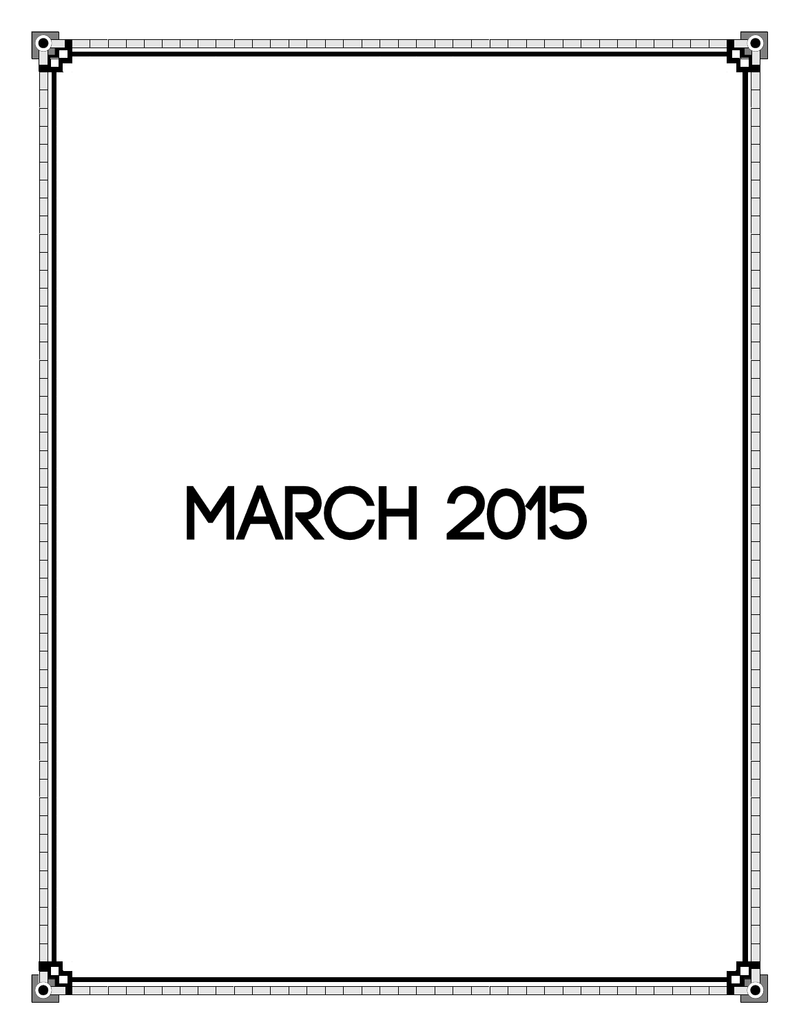# MARCH 2015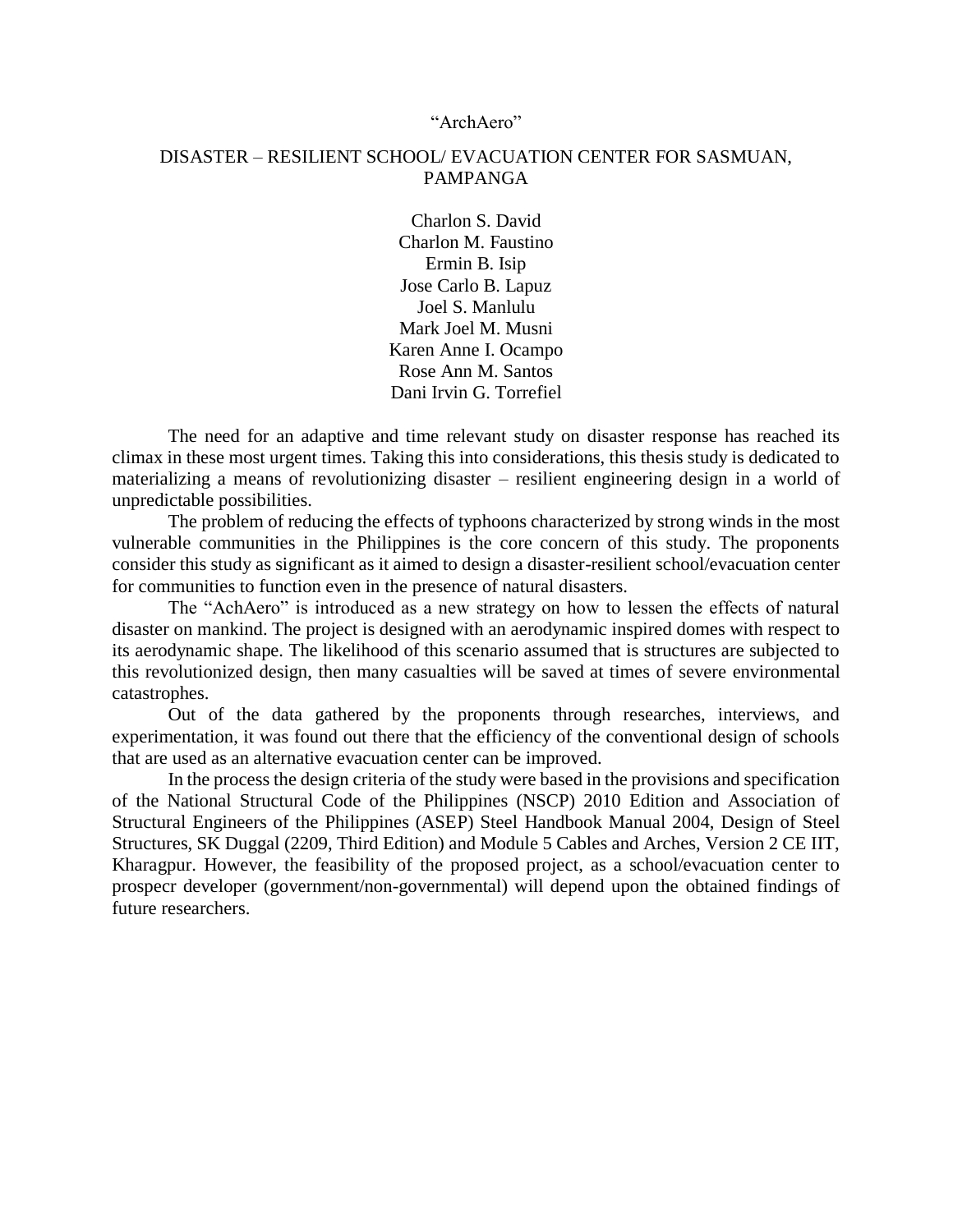# "ArchAero"

## DISASTER – RESILIENT SCHOOL/ EVACUATION CENTER FOR SASMUAN, PAMPANGA

Charlon S. David
Charlon M. Faustino
Ermin B. Isip
Jose Carlo B. Lapuz
Joel S. Manlulu
Mark Joel M. Musni
Karen Anne I. Ocampo
Rose Ann M. Santos
Dani Irvin G. Torrefiel

The need for an adaptive and time relevant study on disaster response has reached its climax in these most urgent times. Taking this into considerations, this thesis study is dedicated to materializing a means of revolutionizing disaster – resilient engineering design in a world of unpredictable possibilities.

The problem of reducing the effects of typhoons characterized by strong winds in the most vulnerable communities in the Philippines is the core concern of this study. The proponents consider this study as significant as it aimed to design a disaster-resilient school/evacuation center for communities to function even in the presence of natural disasters.

The "AchAero" is introduced as a new strategy on how to lessen the effects of natural disaster on mankind. The project is designed with an aerodynamic inspired domes with respect to its aerodynamic shape. The likelihood of this scenario assumed that is structures are subjected to this revolutionized design, then many casualties will be saved at times of severe environmental catastrophes.

Out of the data gathered by the proponents through researches, interviews, and experimentation, it was found out there that the efficiency of the conventional design of schools that are used as an alternative evacuation center can be improved.

In the process the design criteria of the study were based in the provisions and specification of the National Structural Code of the Philippines (NSCP) 2010 Edition and Association of Structural Engineers of the Philippines (ASEP) Steel Handbook Manual 2004, Design of Steel Structures, SK Duggal (2209, Third Edition) and Module 5 Cables and Arches, Version 2 CE IIT, Kharagpur. However, the feasibility of the proposed project, as a school/evacuation center to prospecr developer (government/non-governmental) will depend upon the obtained findings of future researchers.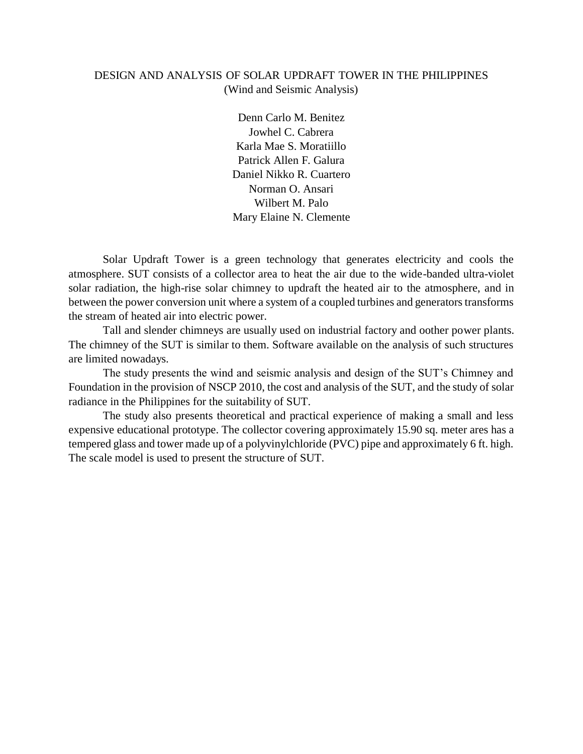# DESIGN AND ANALYSIS OF SOLAR UPDRAFT TOWER IN THE PHILIPPINES
(Wind and Seismic Analysis)

Denn Carlo M. Benitez
Jowhel C. Cabrera
Karla Mae S. Moratiillo
Patrick Allen F. Galura
Daniel Nikko R. Cuartero
Norman O. Ansari
Wilbert M. Palo
Mary Elaine N. Clemente

Solar Updraft Tower is a green technology that generates electricity and cools the atmosphere. SUT consists of a collector area to heat the air due to the wide-banded ultra-violet solar radiation, the high-rise solar chimney to updraft the heated air to the atmosphere, and in between the power conversion unit where a system of a coupled turbines and generators transforms the stream of heated air into electric power.

Tall and slender chimneys are usually used on industrial factory and oother power plants. The chimney of the SUT is similar to them. Software available on the analysis of such structures are limited nowadays.

The study presents the wind and seismic analysis and design of the SUT's Chimney and Foundation in the provision of NSCP 2010, the cost and analysis of the SUT, and the study of solar radiance in the Philippines for the suitability of SUT.

The study also presents theoretical and practical experience of making a small and less expensive educational prototype. The collector covering approximately 15.90 sq. meter ares has a tempered glass and tower made up of a polyvinylchloride (PVC) pipe and approximately 6 ft. high. The scale model is used to present the structure of SUT.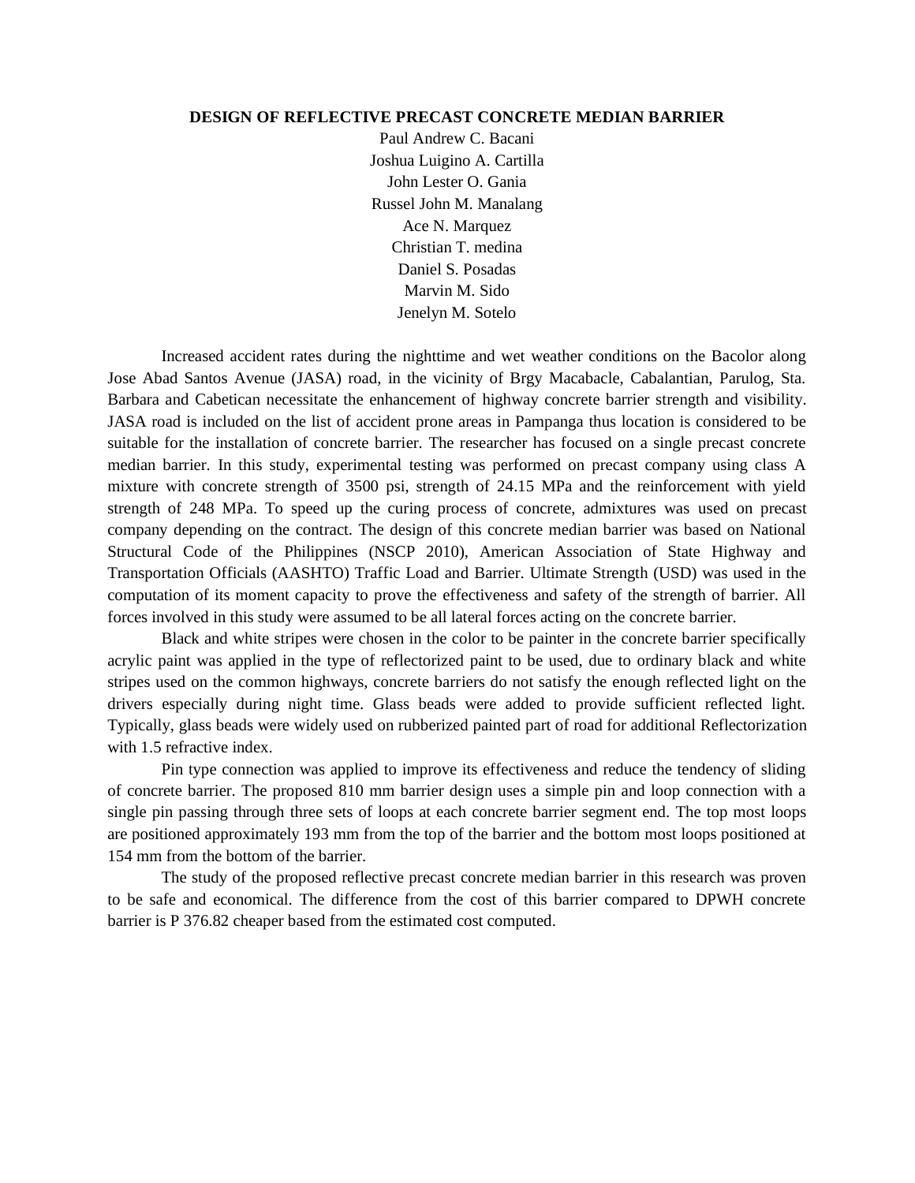# DESIGN OF REFLECTIVE PRECAST CONCRETE MEDIAN BARRIER

Paul Andrew C. Bacani
Joshua Luigino A. Cartilla
John Lester O. Gania
Russel John M. Manalang
Ace N. Marquez
Christian T. medina
Daniel S. Posadas
Marvin M. Sido
Jenelyn M. Sotelo

Increased accident rates during the nighttime and wet weather conditions on the Bacolor along Jose Abad Santos Avenue (JASA) road, in the vicinity of Brgy Macabacle, Cabalantian, Parulog, Sta. Barbara and Cabetican necessitate the enhancement of highway concrete barrier strength and visibility. JASA road is included on the list of accident prone areas in Pampanga thus location is considered to be suitable for the installation of concrete barrier. The researcher has focused on a single precast concrete median barrier. In this study, experimental testing was performed on precast company using class A mixture with concrete strength of 3500 psi, strength of 24.15 MPa and the reinforcement with yield strength of 248 MPa. To speed up the curing process of concrete, admixtures was used on precast company depending on the contract. The design of this concrete median barrier was based on National Structural Code of the Philippines (NSCP 2010), American Association of State Highway and Transportation Officials (AASHTO) Traffic Load and Barrier. Ultimate Strength (USD) was used in the computation of its moment capacity to prove the effectiveness and safety of the strength of barrier. All forces involved in this study were assumed to be all lateral forces acting on the concrete barrier.

Black and white stripes were chosen in the color to be painter in the concrete barrier specifically acrylic paint was applied in the type of reflectorized paint to be used, due to ordinary black and white stripes used on the common highways, concrete barriers do not satisfy the enough reflected light on the drivers especially during night time. Glass beads were added to provide sufficient reflected light. Typically, glass beads were widely used on rubberized painted part of road for additional Reflectorization with 1.5 refractive index.

Pin type connection was applied to improve its effectiveness and reduce the tendency of sliding of concrete barrier. The proposed 810 mm barrier design uses a simple pin and loop connection with a single pin passing through three sets of loops at each concrete barrier segment end. The top most loops are positioned approximately 193 mm from the top of the barrier and the bottom most loops positioned at 154 mm from the bottom of the barrier.

The study of the proposed reflective precast concrete median barrier in this research was proven to be safe and economical. The difference from the cost of this barrier compared to DPWH concrete barrier is P 376.82 cheaper based from the estimated cost computed.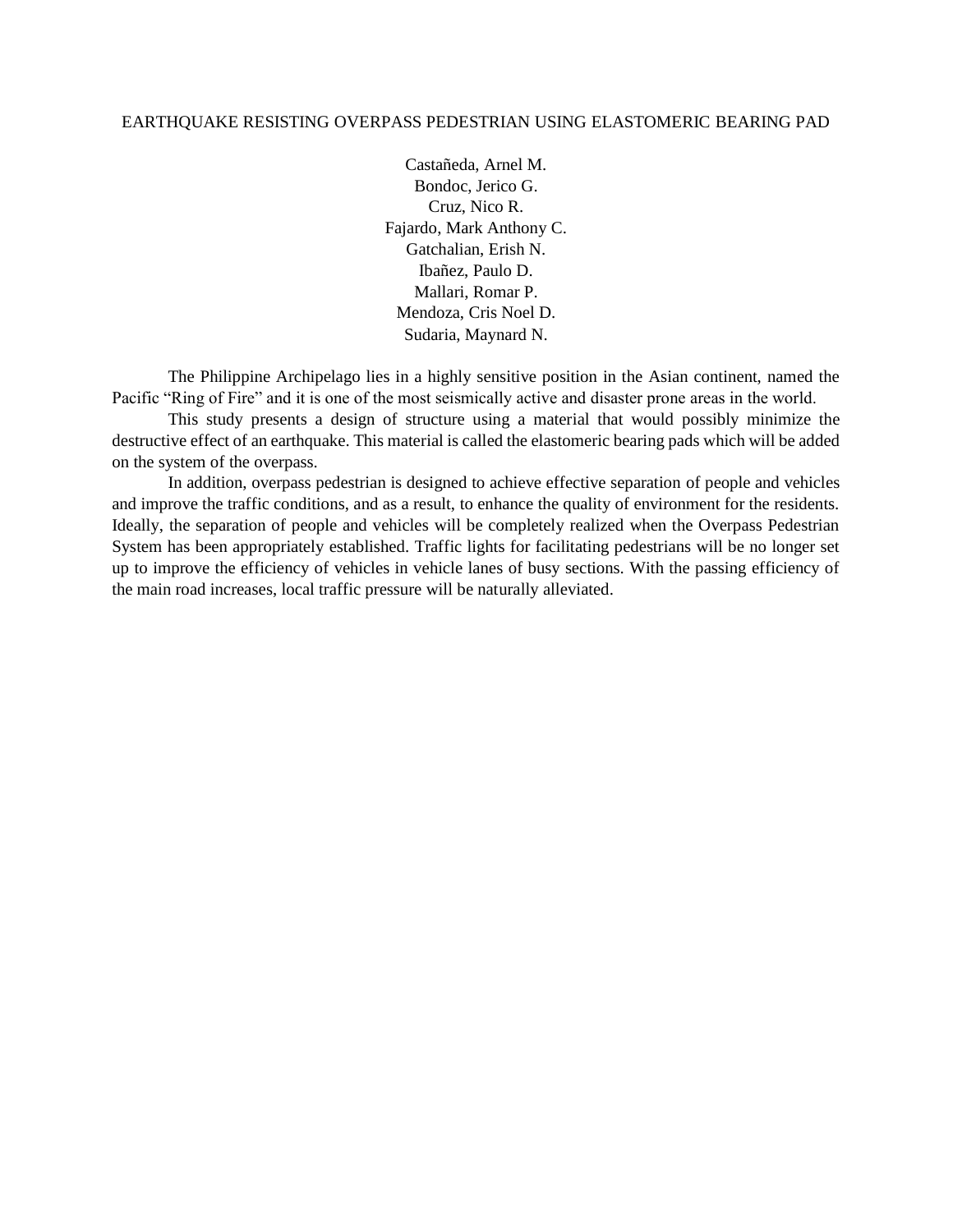# EARTHQUAKE RESISTING OVERPASS PEDESTRIAN USING ELASTOMERIC BEARING PAD

Castañeda, Arnel M.
Bondoc, Jerico G.
Cruz, Nico R.
Fajardo, Mark Anthony C.
Gatchalian, Erish N.
Ibañez, Paulo D.
Mallari, Romar P.
Mendoza, Cris Noel D.
Sudaria, Maynard N.

The Philippine Archipelago lies in a highly sensitive position in the Asian continent, named the Pacific “Ring of Fire” and it is one of the most seismically active and disaster prone areas in the world.

This study presents a design of structure using a material that would possibly minimize the destructive effect of an earthquake. This material is called the elastomeric bearing pads which will be added on the system of the overpass.

In addition, overpass pedestrian is designed to achieve effective separation of people and vehicles and improve the traffic conditions, and as a result, to enhance the quality of environment for the residents. Ideally, the separation of people and vehicles will be completely realized when the Overpass Pedestrian System has been appropriately established. Traffic lights for facilitating pedestrians will be no longer set up to improve the efficiency of vehicles in vehicle lanes of busy sections. With the passing efficiency of the main road increases, local traffic pressure will be naturally alleviated.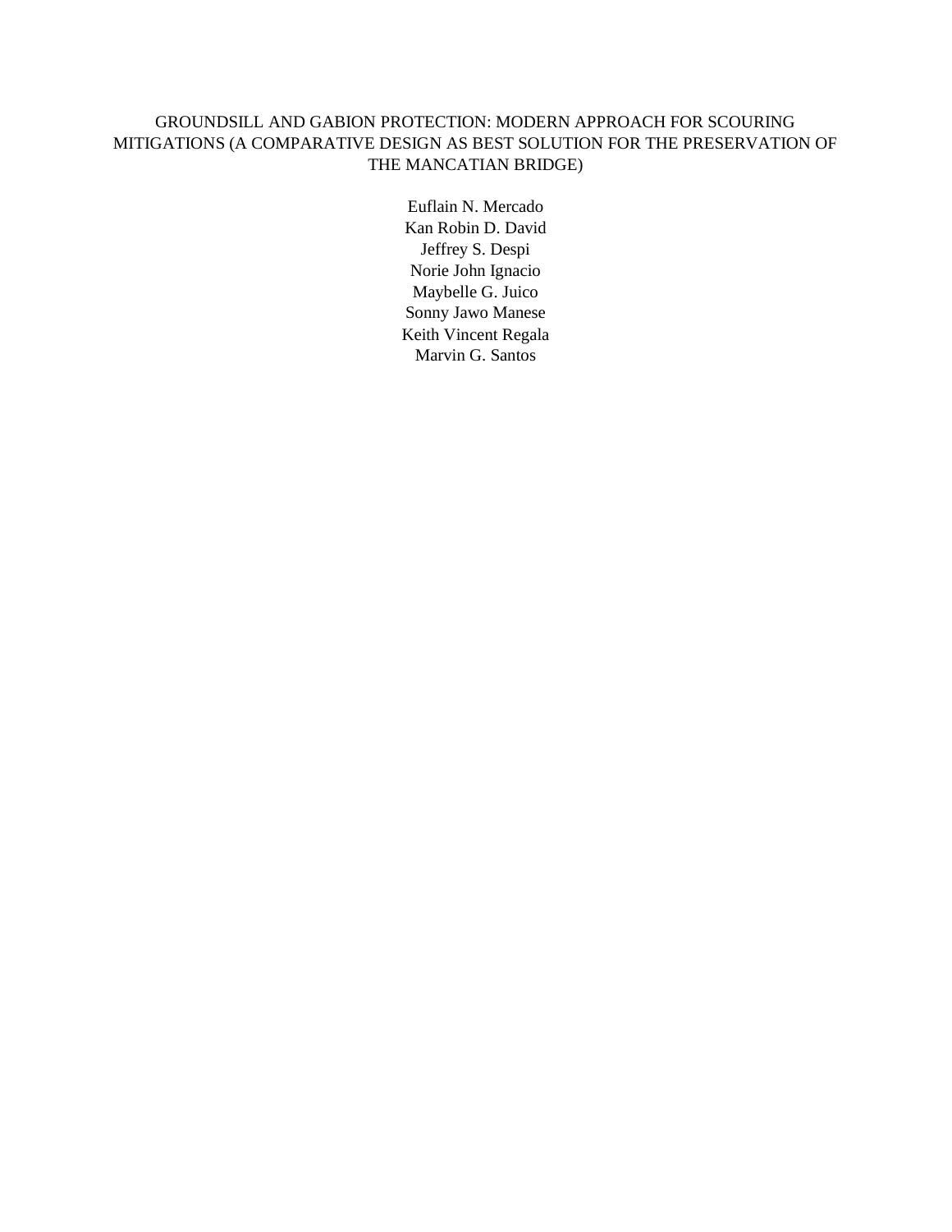# GROUNDSILL AND GABION PROTECTION: MODERN APPROACH FOR SCOURING MITIGATIONS (A COMPARATIVE DESIGN AS BEST SOLUTION FOR THE PRESERVATION OF THE MANCATIAN BRIDGE)

Euflain N. Mercado
Kan Robin D. David
Jeffrey S. Despi
Norie John Ignacio
Maybelle G. Juico
Sonny Jawo Manese
Keith Vincent Regala
Marvin G. Santos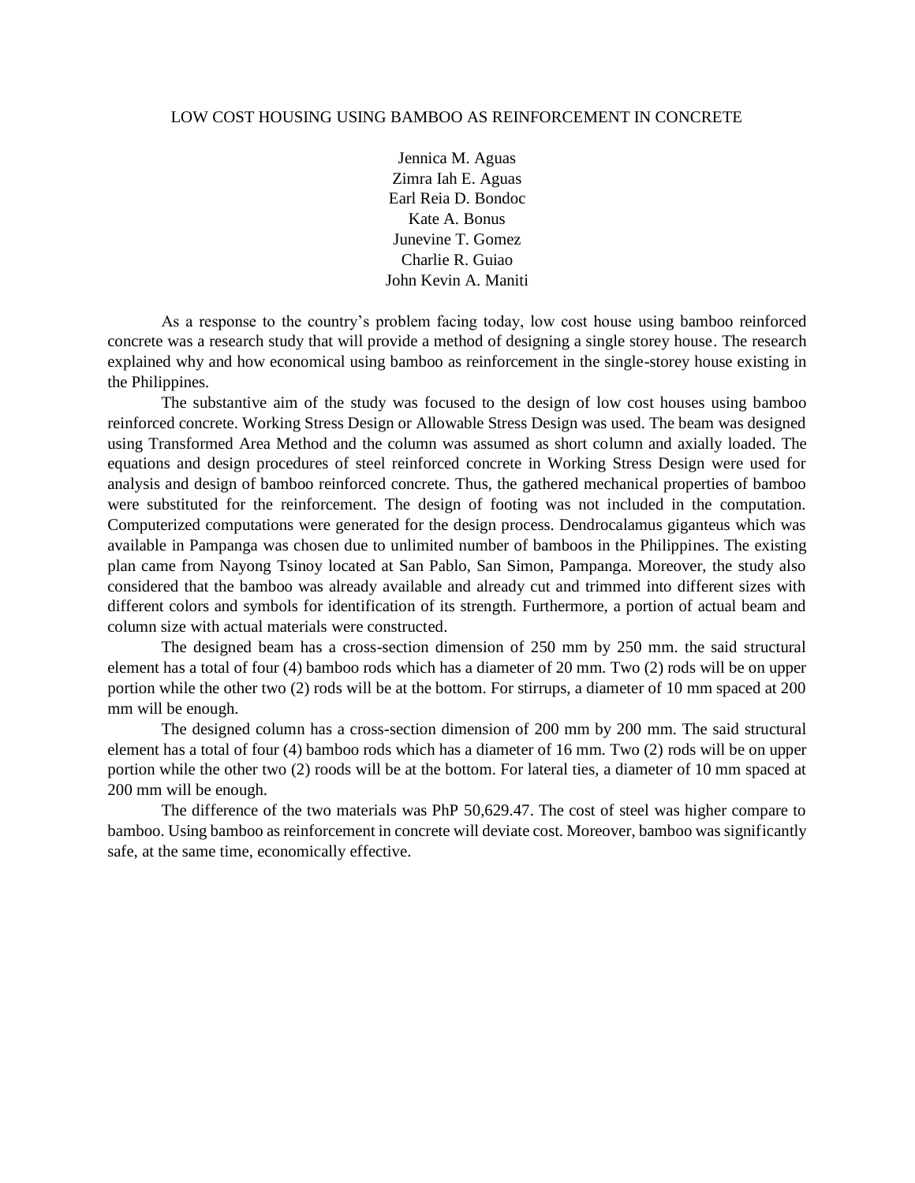# LOW COST HOUSING USING BAMBOO AS REINFORCEMENT IN CONCRETE

Jennica M. Aguas
Zimra Iah E. Aguas
Earl Reia D. Bondoc
Kate A. Bonus
Junevine T. Gomez
Charlie R. Guiao
John Kevin A. Maniti

As a response to the country's problem facing today, low cost house using bamboo reinforced concrete was a research study that will provide a method of designing a single storey house. The research explained why and how economical using bamboo as reinforcement in the single-storey house existing in the Philippines.

The substantive aim of the study was focused to the design of low cost houses using bamboo reinforced concrete. Working Stress Design or Allowable Stress Design was used. The beam was designed using Transformed Area Method and the column was assumed as short column and axially loaded. The equations and design procedures of steel reinforced concrete in Working Stress Design were used for analysis and design of bamboo reinforced concrete. Thus, the gathered mechanical properties of bamboo were substituted for the reinforcement. The design of footing was not included in the computation. Computerized computations were generated for the design process. Dendrocalamus giganteus which was available in Pampanga was chosen due to unlimited number of bamboos in the Philippines. The existing plan came from Nayong Tsinoy located at San Pablo, San Simon, Pampanga. Moreover, the study also considered that the bamboo was already available and already cut and trimmed into different sizes with different colors and symbols for identification of its strength. Furthermore, a portion of actual beam and column size with actual materials were constructed.

The designed beam has a cross-section dimension of 250 mm by 250 mm. the said structural element has a total of four (4) bamboo rods which has a diameter of 20 mm. Two (2) rods will be on upper portion while the other two (2) rods will be at the bottom. For stirrups, a diameter of 10 mm spaced at 200 mm will be enough.

The designed column has a cross-section dimension of 200 mm by 200 mm. The said structural element has a total of four (4) bamboo rods which has a diameter of 16 mm. Two (2) rods will be on upper portion while the other two (2) roods will be at the bottom. For lateral ties, a diameter of 10 mm spaced at 200 mm will be enough.

The difference of the two materials was PhP 50,629.47. The cost of steel was higher compare to bamboo. Using bamboo as reinforcement in concrete will deviate cost. Moreover, bamboo was significantly safe, at the same time, economically effective.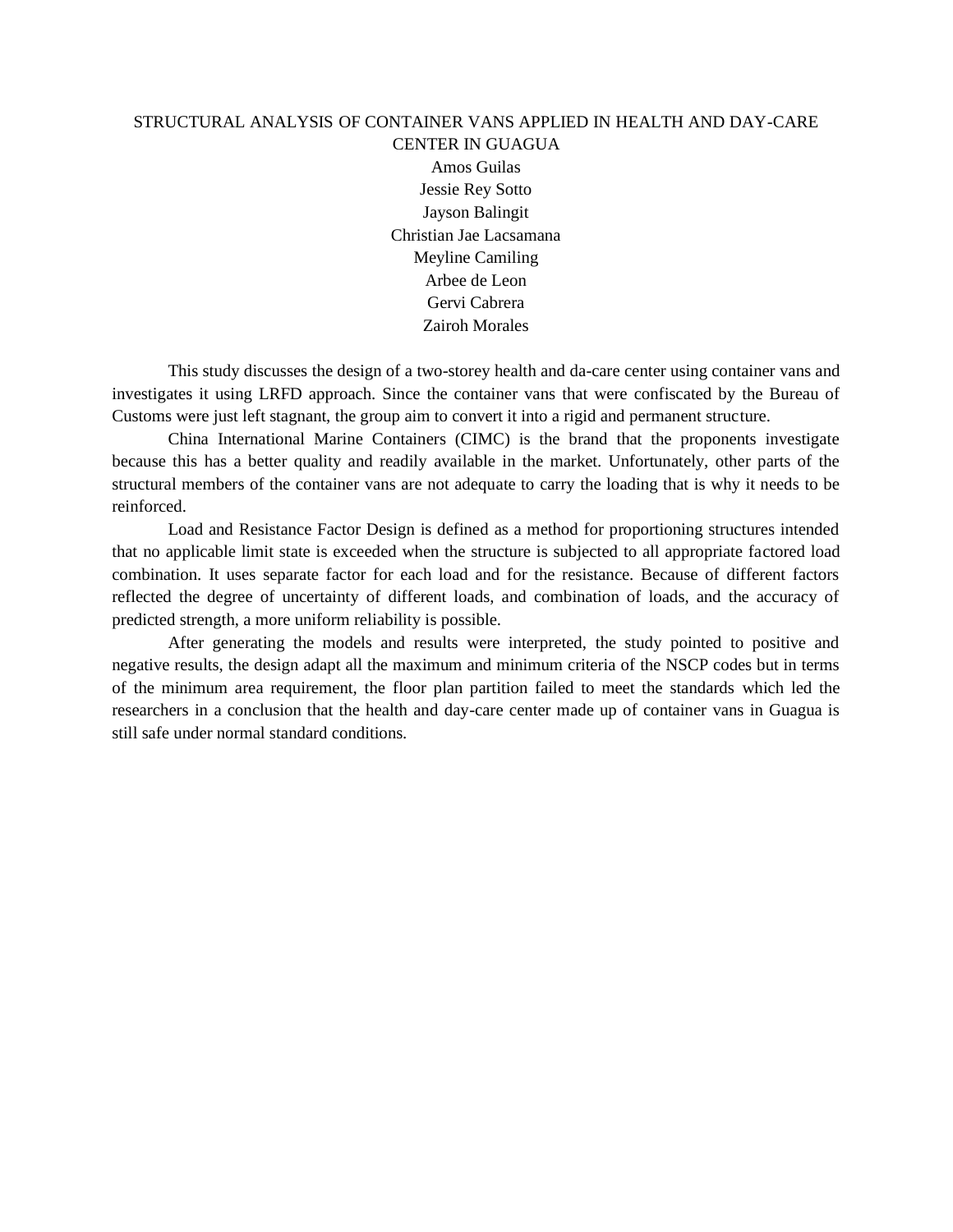# STRUCTURAL ANALYSIS OF CONTAINER VANS APPLIED IN HEALTH AND DAY-CARE CENTER IN GUAGUA

Amos Guilas
Jessie Rey Sotto
Jayson Balingit
Christian Jae Lacsamana
Meyline Camiling
Arbee de Leon
Gervi Cabrera
Zairoh Morales

This study discusses the design of a two-storey health and da-care center using container vans and investigates it using LRFD approach. Since the container vans that were confiscated by the Bureau of Customs were just left stagnant, the group aim to convert it into a rigid and permanent structure.

China International Marine Containers (CIMC) is the brand that the proponents investigate because this has a better quality and readily available in the market. Unfortunately, other parts of the structural members of the container vans are not adequate to carry the loading that is why it needs to be reinforced.

Load and Resistance Factor Design is defined as a method for proportioning structures intended that no applicable limit state is exceeded when the structure is subjected to all appropriate factored load combination. It uses separate factor for each load and for the resistance. Because of different factors reflected the degree of uncertainty of different loads, and combination of loads, and the accuracy of predicted strength, a more uniform reliability is possible.

After generating the models and results were interpreted, the study pointed to positive and negative results, the design adapt all the maximum and minimum criteria of the NSCP codes but in terms of the minimum area requirement, the floor plan partition failed to meet the standards which led the researchers in a conclusion that the health and day-care center made up of container vans in Guagua is still safe under normal standard conditions.